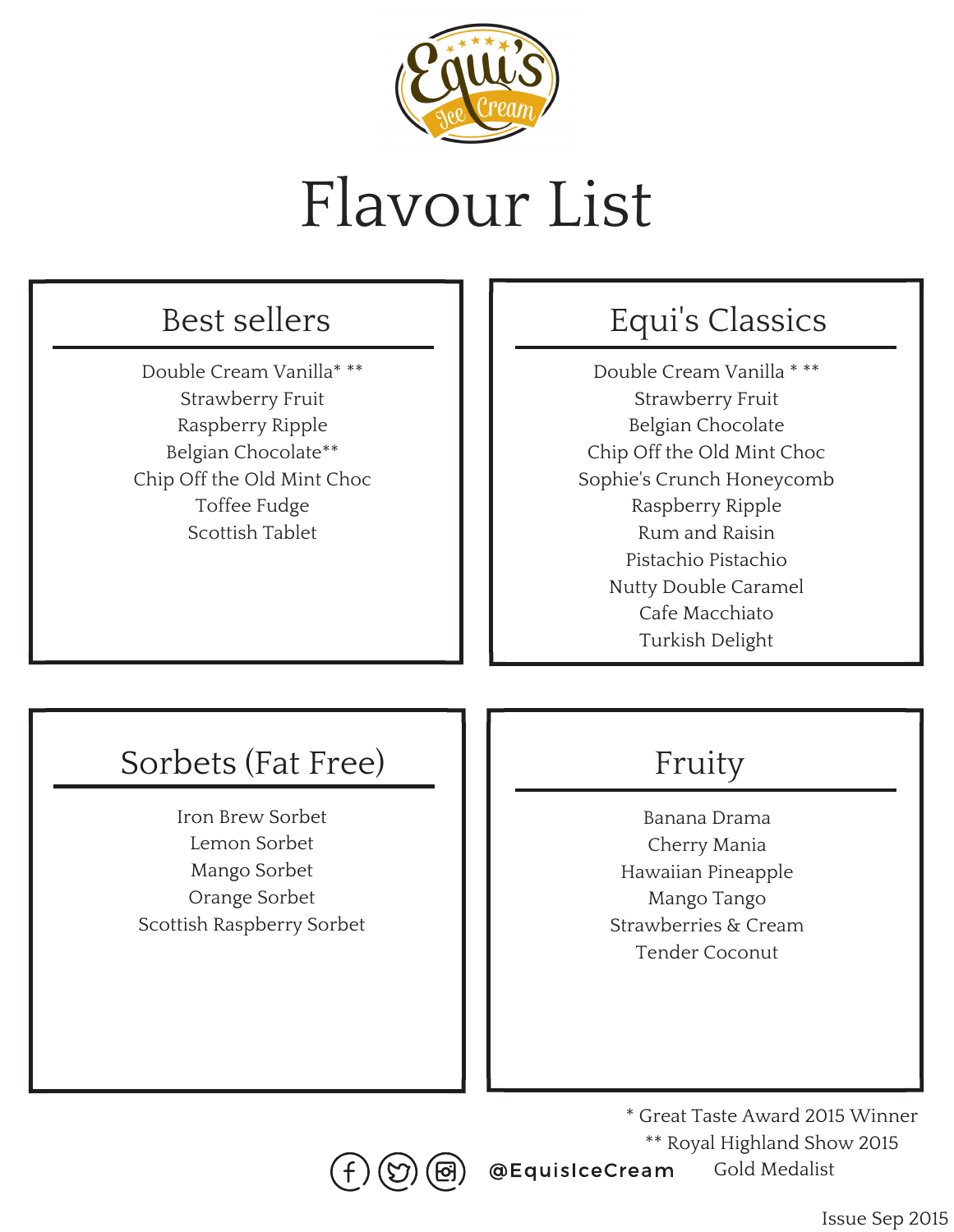# Equi's Ice Cream

# Flavour List

## Best sellers

Double Cream Vanilla* **
Strawberry Fruit
Raspberry Ripple
Belgian Chocolate**
Chip Off the Old Mint Choc
Toffee Fudge
Scottish Tablet

## Equi's Classics

Double Cream Vanilla * **
Strawberry Fruit
Belgian Chocolate
Chip Off the Old Mint Choc
Sophie's Crunch Honeycomb
Raspberry Ripple
Rum and Raisin
Pistachio Pistachio
Nutty Double Caramel
Cafe Macchiato
Turkish Delight

## Sorbets (Fat Free)

Iron Brew Sorbet
Lemon Sorbet
Mango Sorbet
Orange Sorbet
Scottish Raspberry Sorbet

## Fruity

Banana Drama
Cherry Mania
Hawaiian Pineapple
Mango Tango
Strawberries & Cream
Tender Coconut

* Great Taste Award 2015 Winner

** Royal Highland Show 2015 Gold Medalist

@EquisIceCream

Issue Sep 2015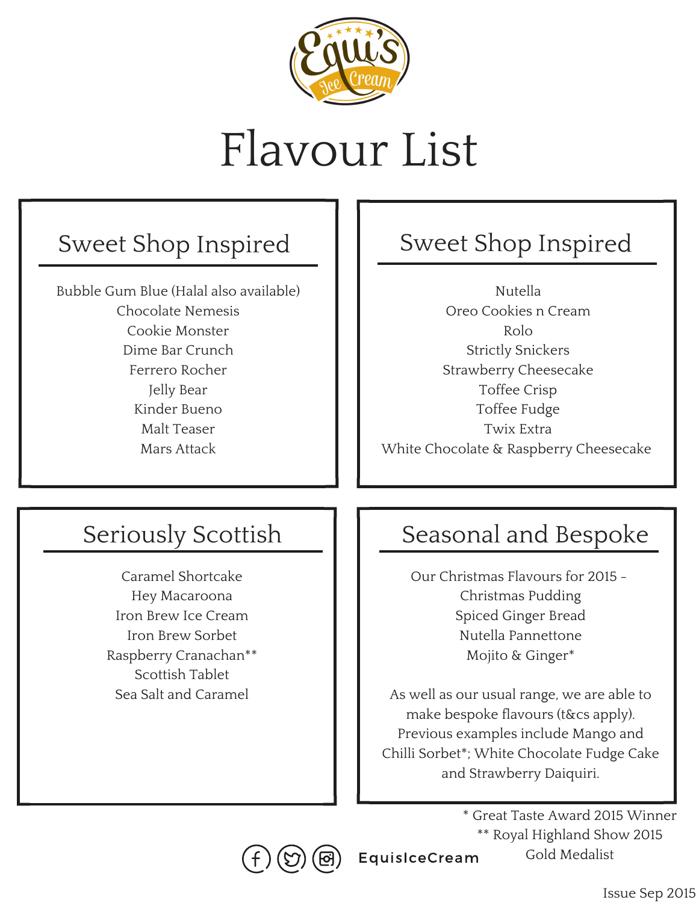Equi's Ice Cream

# Flavour List

## Sweet Shop Inspired

Bubble Gum Blue (Halal also available)
Chocolate Nemesis
Cookie Monster
Dime Bar Crunch
Ferrero Rocher
Jelly Bear
Kinder Bueno
Malt Teaser
Mars Attack

## Sweet Shop Inspired

Nutella
Oreo Cookies n Cream
Rolo
Strictly Snickers
Strawberry Cheesecake
Toffee Crisp
Toffee Fudge
Twix Extra
White Chocolate & Raspberry Cheesecake

## Seriously Scottish

Caramel Shortcake
Hey Macaroona
Iron Brew Ice Cream
Iron Brew Sorbet
Raspberry Cranachan**
Scottish Tablet
Sea Salt and Caramel

## Seasonal and Bespoke

Our Christmas Flavours for 2015 -
Christmas Pudding
Spiced Ginger Bread
Nutella Pannettone
Mojito & Ginger*

As well as our usual range, we are able to make bespoke flavours (t&cs apply). Previous examples include Mango and Chilli Sorbet*; White Chocolate Fudge Cake and Strawberry Daiquiri.

\* Great Taste Award 2015 Winner
\** Royal Highland Show 2015 Gold Medalist

EquisIceCream

Issue Sep 2015